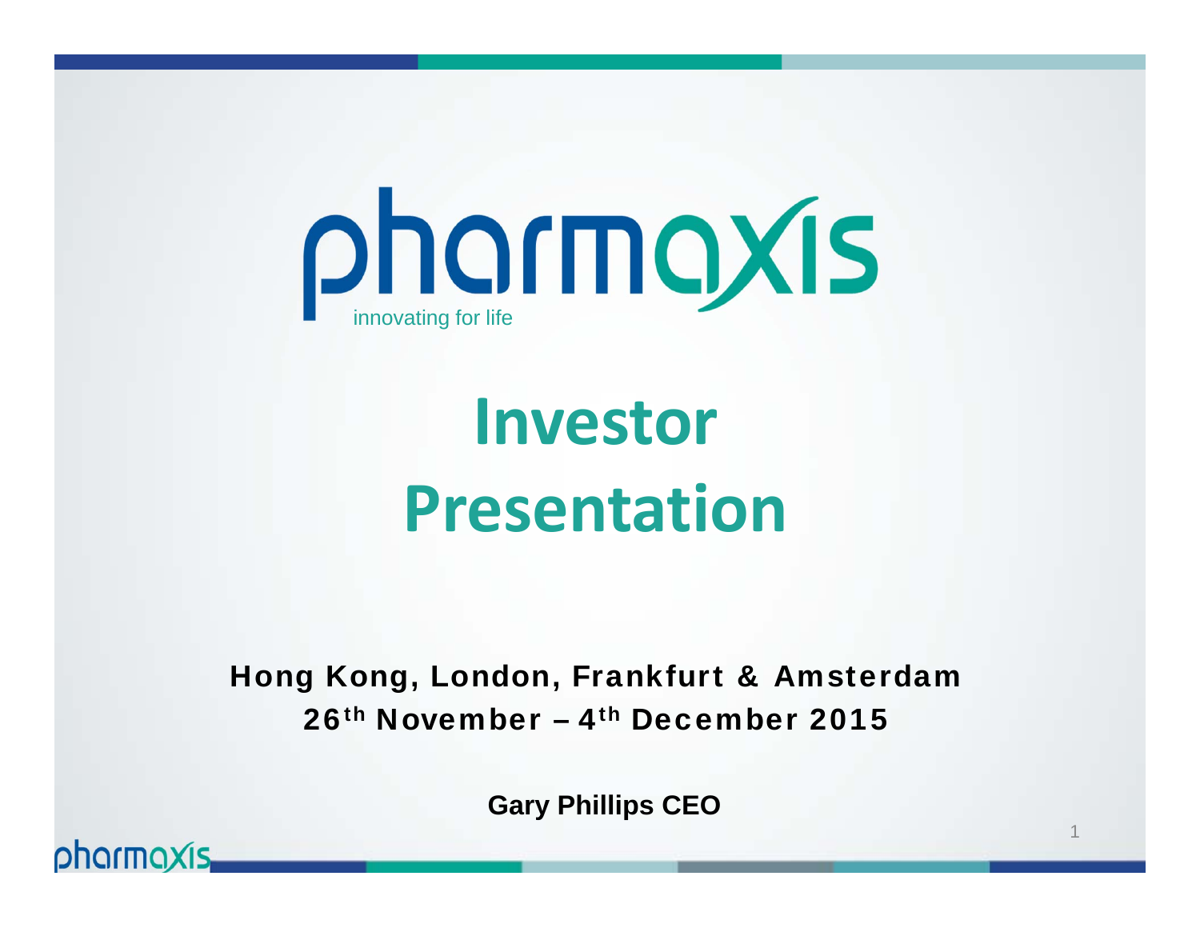pharmaxis

innovating for life

# Investor Presentation

**Hong Kong, London, Frankfurt & Amsterdam**

**26th November – 4th December 2015**

**Gary Phillips CEO**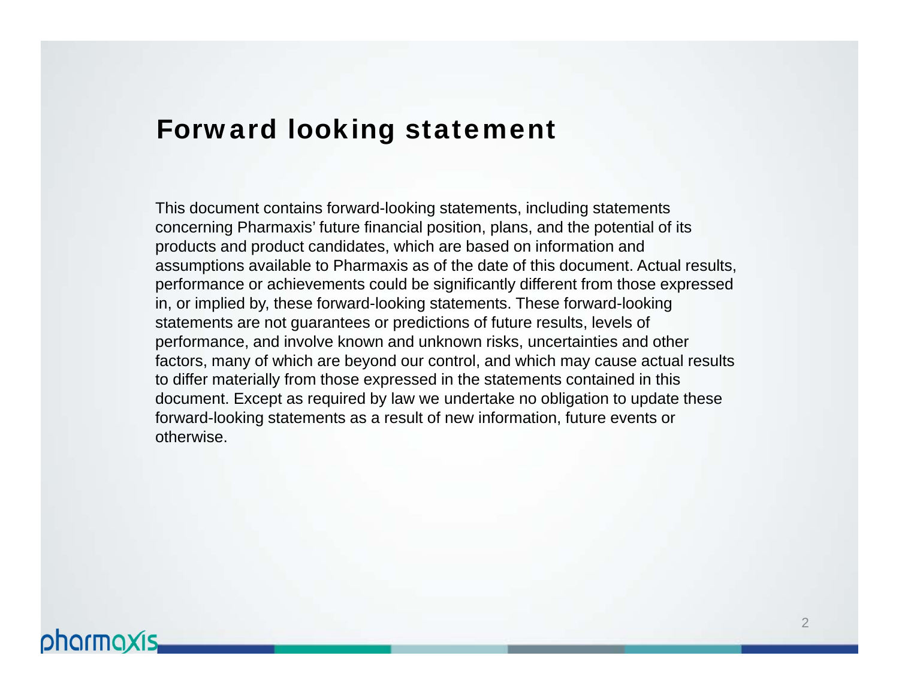# Forward looking statement

This document contains forward-looking statements, including statements concerning Pharmaxis' future financial position, plans, and the potential of its products and product candidates, which are based on information and assumptions available to Pharmaxis as of the date of this document. Actual results, performance or achievements could be significantly different from those expressed in, or implied by, these forward-looking statements. These forward-looking statements are not guarantees or predictions of future results, levels of performance, and involve known and unknown risks, uncertainties and other factors, many of which are beyond our control, and which may cause actual results to differ materially from those expressed in the statements contained in this document. Except as required by law we undertake no obligation to update these forward-looking statements as a result of new information, future events or otherwise.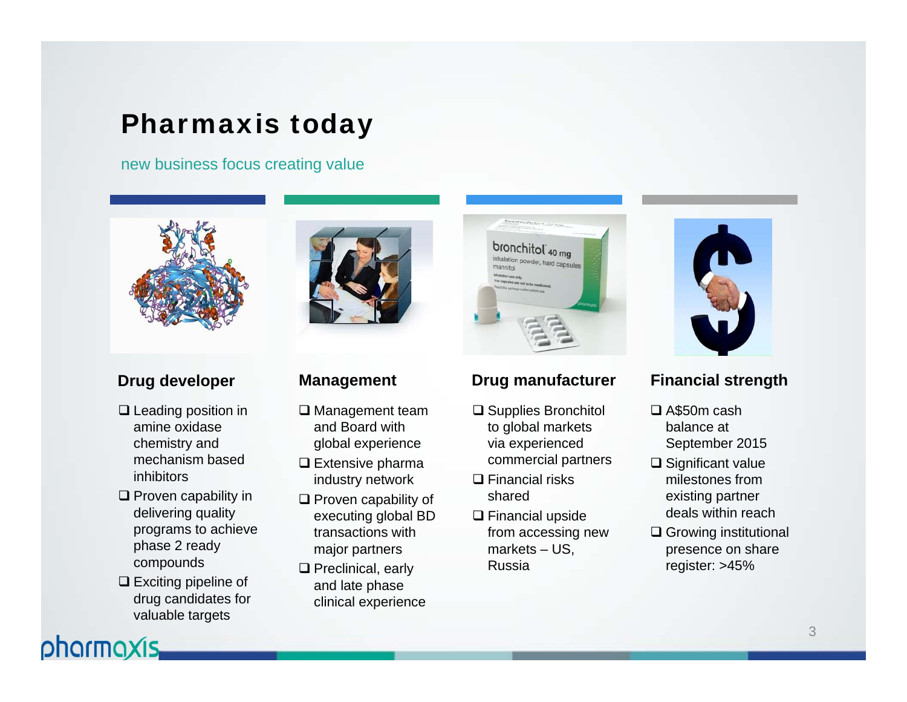# Pharmaxis today

new business focus creating value

### Drug developer

- ❑ Leading position in amine oxidase chemistry and mechanism based inhibitors
- ❑ Proven capability in delivering quality programs to achieve phase 2 ready compounds
- ❑ Exciting pipeline of drug candidates for valuable targets

### Management

- ❑ Management team and Board with global experience
- ❑ Extensive pharma industry network
- ❑ Proven capability of executing global BD transactions with major partners
- ❑ Preclinical, early and late phase clinical experience

### Drug manufacturer

- ❑ Supplies Bronchitol to global markets via experienced commercial partners
- ❑ Financial risks shared
- ❑ Financial upside from accessing new markets – US, Russia

### Financial strength

- ❑ A$50m cash balance at September 2015
- ❑ Significant value milestones from existing partner deals within reach
- ❑ Growing institutional presence on share register: >45%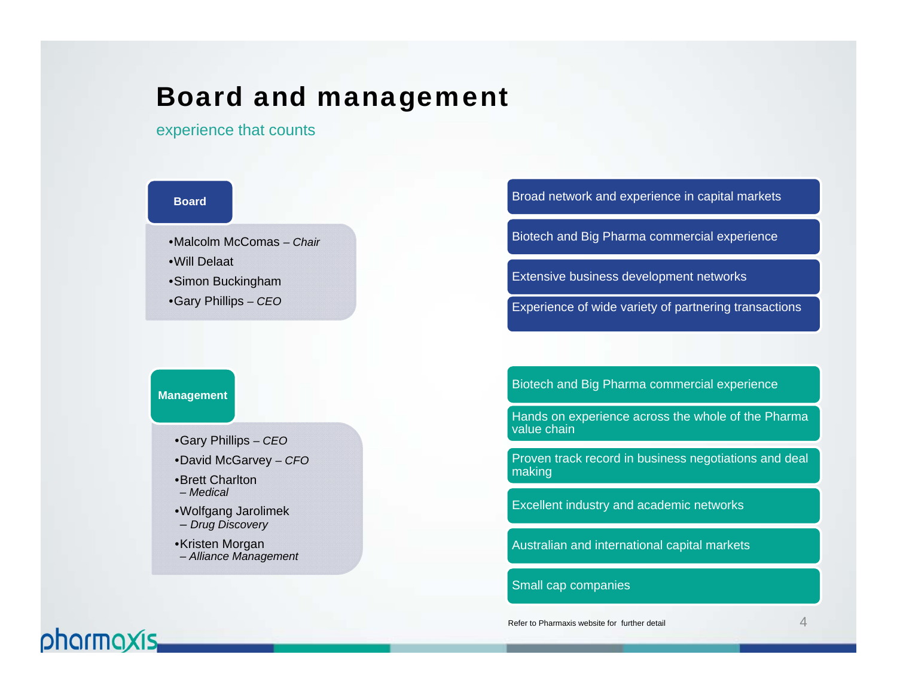# Board and management

experience that counts

## Board

- Malcolm McComas – *Chair*
- Will Delaat
- Simon Buckingham
- Gary Phillips – *CEO*

Broad network and experience in capital markets

Biotech and Big Pharma commercial experience

Extensive business development networks

Experience of wide variety of partnering transactions

## Management

- Gary Phillips – *CEO*
- David McGarvey – *CFO*
- Brett Charlton – *Medical*
- Wolfgang Jarolimek – *Drug Discovery*
- Kristen Morgan – *Alliance Management*

Biotech and Big Pharma commercial experience

Hands on experience across the whole of the Pharma value chain

Proven track record in business negotiations and deal making

Excellent industry and academic networks

Australian and international capital markets

Small cap companies

Refer to Pharmaxis website for further detail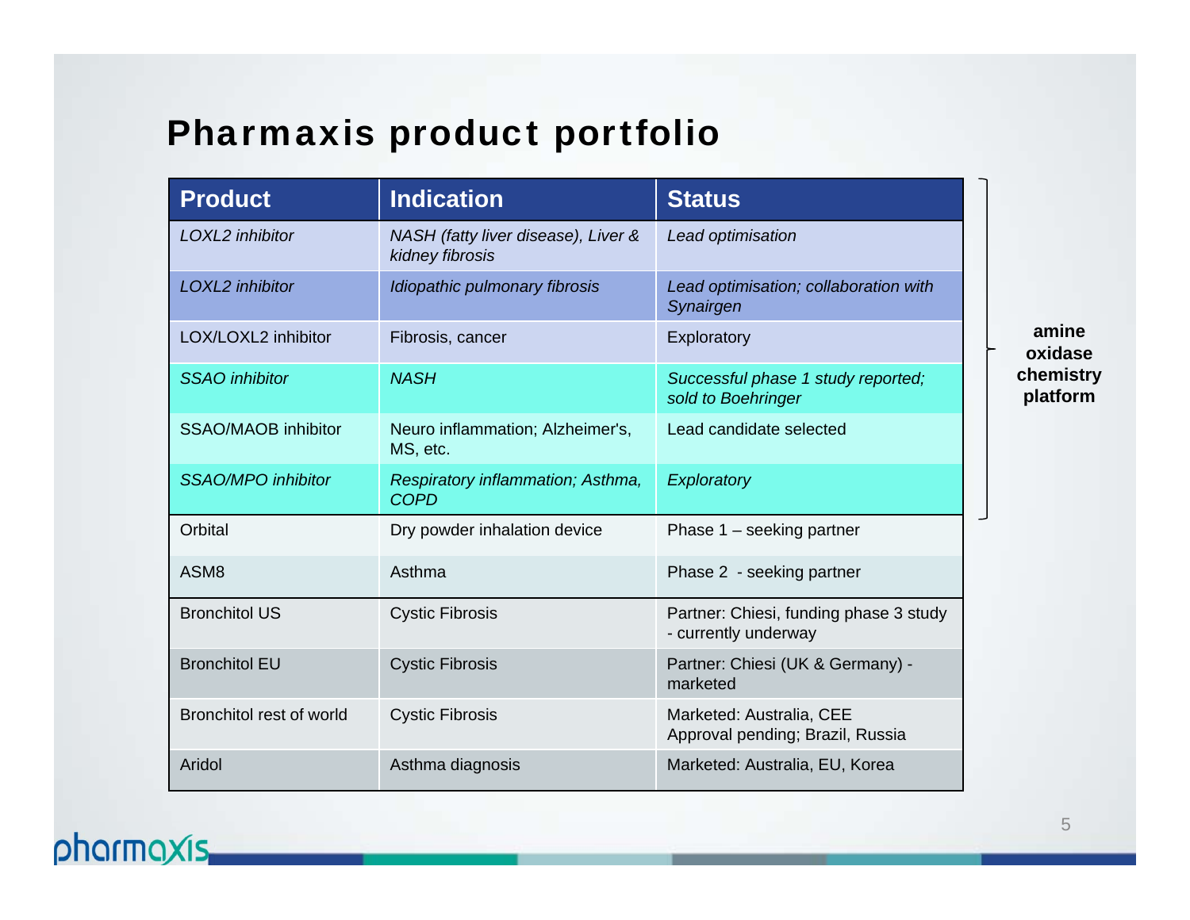# Pharmaxis product portfolio

| Product | Indication | Status |
|---|---|---|
| *LOXL2 inhibitor* | *NASH (fatty liver disease), Liver & kidney fibrosis* | *Lead optimisation* |
| *LOXL2 inhibitor* | *Idiopathic pulmonary fibrosis* | *Lead optimisation; collaboration with Synairgen* |
| LOX/LOXL2 inhibitor | Fibrosis, cancer | Exploratory |
| *SSAO inhibitor* | *NASH* | *Successful phase 1 study reported; sold to Boehringer* |
| SSAO/MAOB inhibitor | Neuro inflammation; Alzheimer's, MS, etc. | Lead candidate selected |
| *SSAO/MPO inhibitor* | *Respiratory inflammation; Asthma, COPD* | *Exploratory* |
| Orbital | Dry powder inhalation device | Phase 1 – seeking partner |
| ASM8 | Asthma | Phase 2 - seeking partner |
| Bronchitol US | Cystic Fibrosis | Partner: Chiesi, funding phase 3 study - currently underway |
| Bronchitol EU | Cystic Fibrosis | Partner: Chiesi (UK & Germany) - marketed |
| Bronchitol rest of world | Cystic Fibrosis | Marketed: Australia, CEE<br>Approval pending; Brazil, Russia |
| Aridol | Asthma diagnosis | Marketed: Australia, EU, Korea |

**amine oxidase chemistry platform** (first six rows)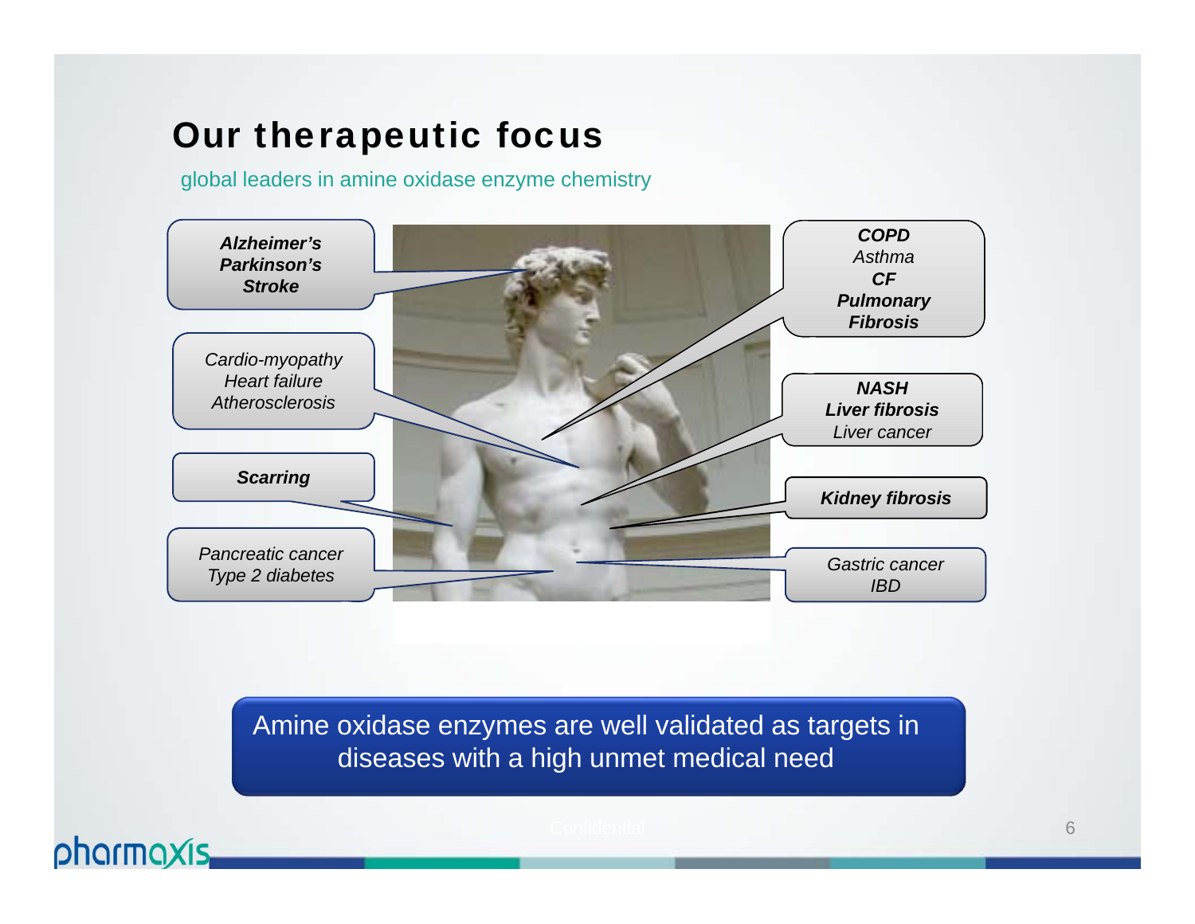# Our therapeutic focus

global leaders in amine oxidase enzyme chemistry

***Alzheimer's***
***Parkinson's***
***Stroke***

*Cardio-myopathy*
*Heart failure*
*Atherosclerosis*

***Scarring***

*Pancreatic cancer*
*Type 2 diabetes*

***COPD***
*Asthma*
***CF***
***Pulmonary Fibrosis***

***NASH***
***Liver fibrosis***
*Liver cancer*

***Kidney fibrosis***

*Gastric cancer*
*IBD*

Amine oxidase enzymes are well validated as targets in diseases with a high unmet medical need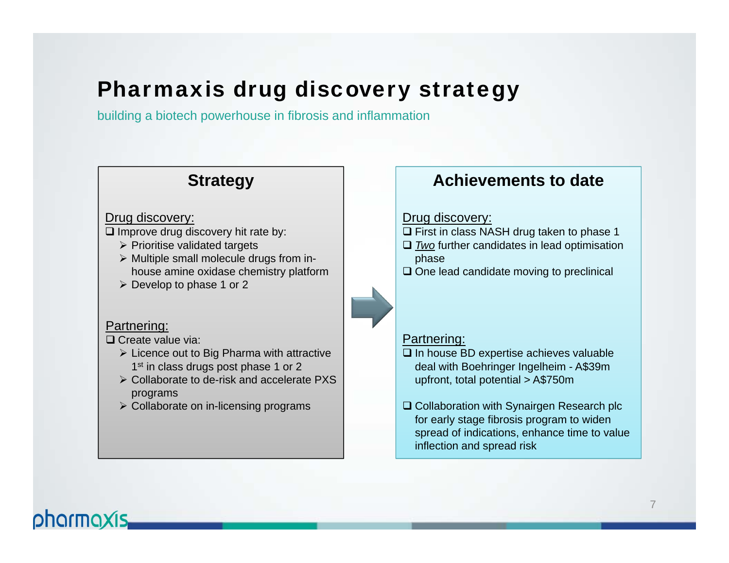# Pharmaxis drug discovery strategy

building a biotech powerhouse in fibrosis and inflammation

## Strategy

Drug discovery:

- Improve drug discovery hit rate by:
  - Prioritise validated targets
  - Multiple small molecule drugs from in-house amine oxidase chemistry platform
  - Develop to phase 1 or 2

Partnering:

- Create value via:
  - Licence out to Big Pharma with attractive 1st in class drugs post phase 1 or 2
  - Collaborate to de-risk and accelerate PXS programs
  - Collaborate on in-licensing programs

## Achievements to date

Drug discovery:

- First in class NASH drug taken to phase 1
- *Two* further candidates in lead optimisation phase
- One lead candidate moving to preclinical

Partnering:

- In house BD expertise achieves valuable deal with Boehringer Ingelheim - A$39m upfront, total potential > A$750m
- Collaboration with Synairgen Research plc for early stage fibrosis program to widen spread of indications, enhance time to value inflection and spread risk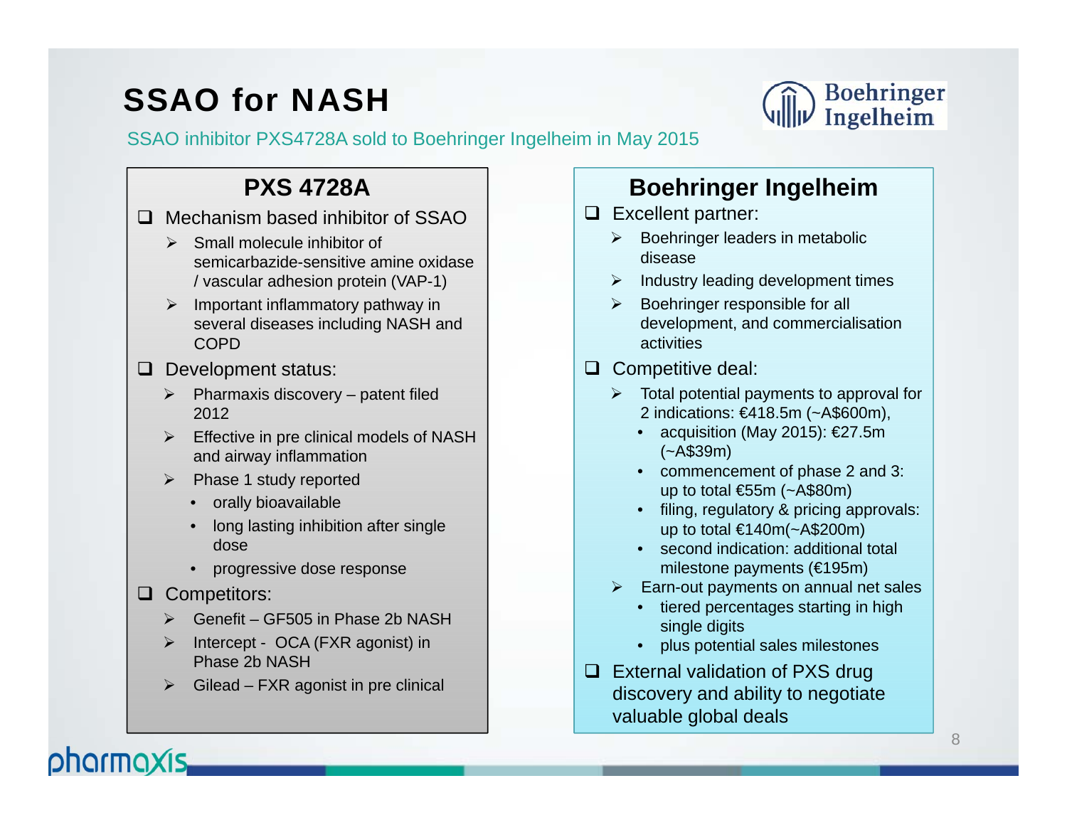# SSAO for NASH

SSAO inhibitor PXS4728A sold to Boehringer Ingelheim in May 2015

## PXS 4728A

- Mechanism based inhibitor of SSAO
  - Small molecule inhibitor of semicarbazide-sensitive amine oxidase / vascular adhesion protein (VAP-1)
  - Important inflammatory pathway in several diseases including NASH and COPD
- Development status:
  - Pharmaxis discovery – patent filed 2012
  - Effective in pre clinical models of NASH and airway inflammation
  - Phase 1 study reported
    - orally bioavailable
    - long lasting inhibition after single dose
    - progressive dose response
- Competitors:
  - Genefit – GF505 in Phase 2b NASH
  - Intercept - OCA (FXR agonist) in Phase 2b NASH
  - Gilead – FXR agonist in pre clinical

## Boehringer Ingelheim

- Excellent partner:
  - Boehringer leaders in metabolic disease
  - Industry leading development times
  - Boehringer responsible for all development, and commercialisation activities
- Competitive deal:
  - Total potential payments to approval for 2 indications: €418.5m (~A$600m),
    - acquisition (May 2015): €27.5m (~A$39m)
    - commencement of phase 2 and 3: up to total €55m (~A$80m)
    - filing, regulatory & pricing approvals: up to total €140m(~A$200m)
    - second indication: additional total milestone payments (€195m)
  - Earn-out payments on annual net sales
    - tiered percentages starting in high single digits
    - plus potential sales milestones
- External validation of PXS drug discovery and ability to negotiate valuable global deals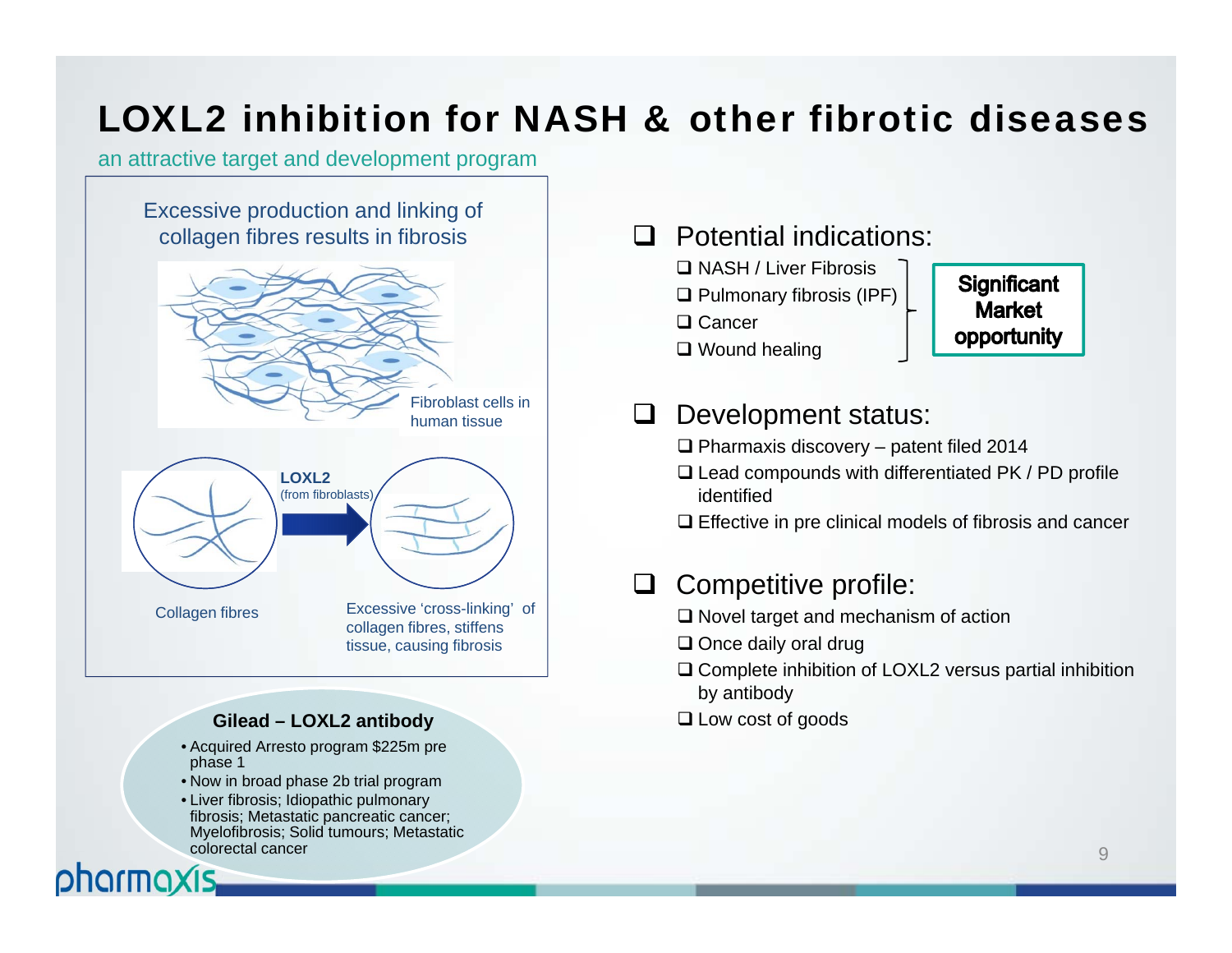# LOXL2 inhibition for NASH & other fibrotic diseases

an attractive target and development program

Excessive production and linking of collagen fibres results in fibrosis

Fibroblast cells in human tissue

**LOXL2** (from fibroblasts)

Collagen fibres

Excessive 'cross-linking' of collagen fibres, stiffens tissue, causing fibrosis

**Gilead – LOXL2 antibody**

- Acquired Arresto program $225m pre phase 1
- Now in broad phase 2b trial program
- Liver fibrosis; Idiopathic pulmonary fibrosis; Metastatic pancreatic cancer; Myelofibrosis; Solid tumours; Metastatic colorectal cancer

## Potential indications:

- NASH / Liver Fibrosis
- Pulmonary fibrosis (IPF)
- Cancer
- Wound healing

**Significant Market opportunity**

## Development status:

- Pharmaxis discovery – patent filed 2014
- Lead compounds with differentiated PK / PD profile identified
- Effective in pre clinical models of fibrosis and cancer

## Competitive profile:

- Novel target and mechanism of action
- Once daily oral drug
- Complete inhibition of LOXL2 versus partial inhibition by antibody
- Low cost of goods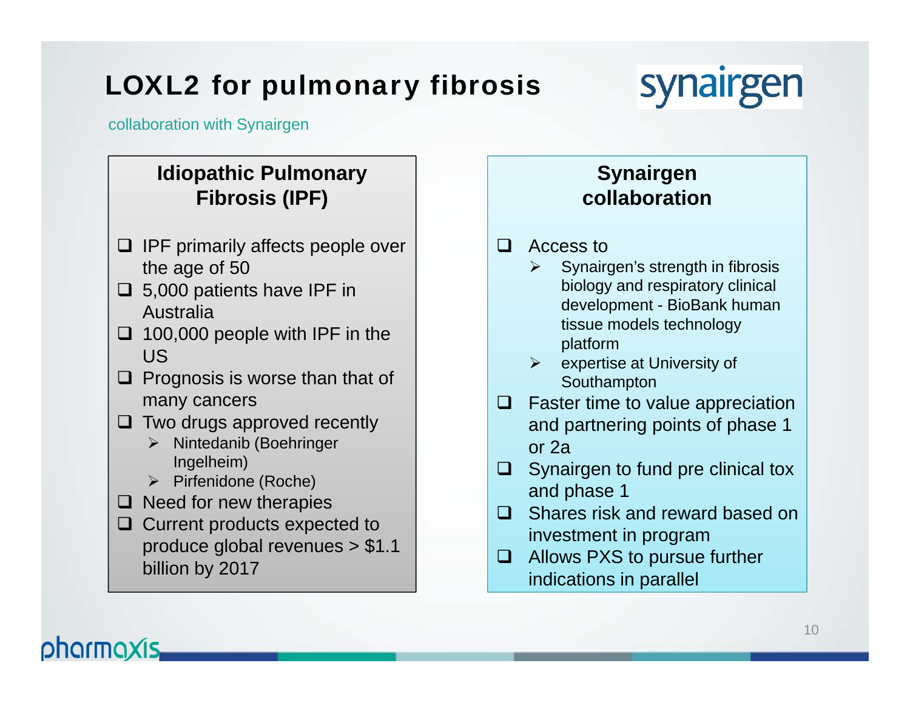# LOXL2 for pulmonary fibrosis

collaboration with Synairgen

## Idiopathic Pulmonary Fibrosis (IPF)

- IPF primarily affects people over the age of 50
- 5,000 patients have IPF in Australia
- 100,000 people with IPF in the US
- Prognosis is worse than that of many cancers
- Two drugs approved recently
  - Nintedanib (Boehringer Ingelheim)
  - Pirfenidone (Roche)
- Need for new therapies
- Current products expected to produce global revenues > $1.1 billion by 2017

## Synairgen collaboration

- Access to
  - Synairgen's strength in fibrosis biology and respiratory clinical development - BioBank human tissue models technology platform
  - expertise at University of Southampton
- Faster time to value appreciation and partnering points of phase 1 or 2a
- Synairgen to fund pre clinical tox and phase 1
- Shares risk and reward based on investment in program
- Allows PXS to pursue further indications in parallel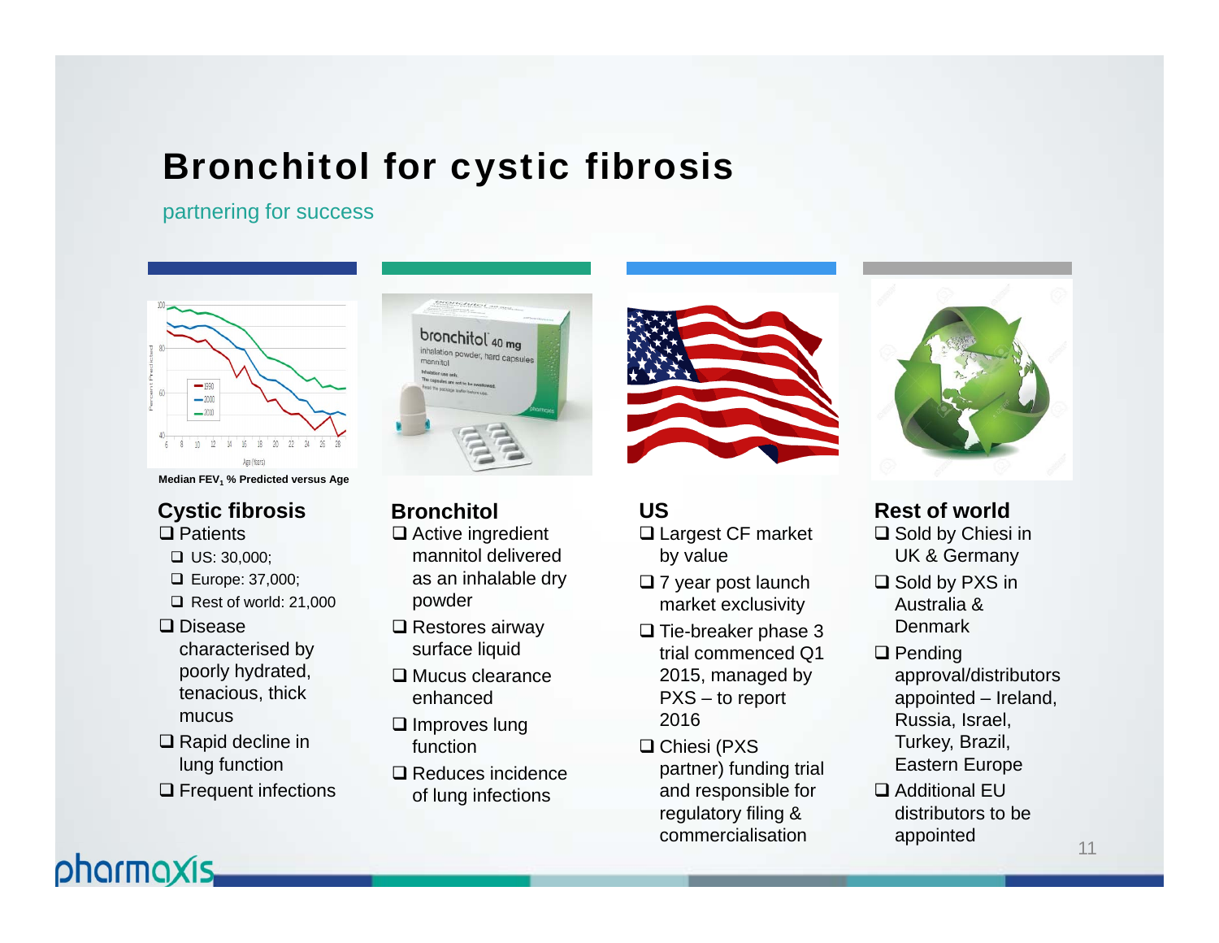# Bronchitol for cystic fibrosis

partnering for success

Median $FEV_1$ % Predicted versus Age

### Cystic fibrosis

- Patients
  - US: 30,000;
  - Europe: 37,000;
  - Rest of world: 21,000
- Disease characterised by poorly hydrated, tenacious, thick mucus
- Rapid decline in lung function
- Frequent infections

### Bronchitol

- Active ingredient mannitol delivered as an inhalable dry powder
- Restores airway surface liquid
- Mucus clearance enhanced
- Improves lung function
- Reduces incidence of lung infections

### US

- Largest CF market by value
- 7 year post launch market exclusivity
- Tie-breaker phase 3 trial commenced Q1 2015, managed by PXS – to report 2016
- Chiesi (PXS partner) funding trial and responsible for regulatory filing & commercialisation

### Rest of world

- Sold by Chiesi in UK & Germany
- Sold by PXS in Australia & Denmark
- Pending approval/distributors appointed – Ireland, Russia, Israel, Turkey, Brazil, Eastern Europe
- Additional EU distributors to be appointed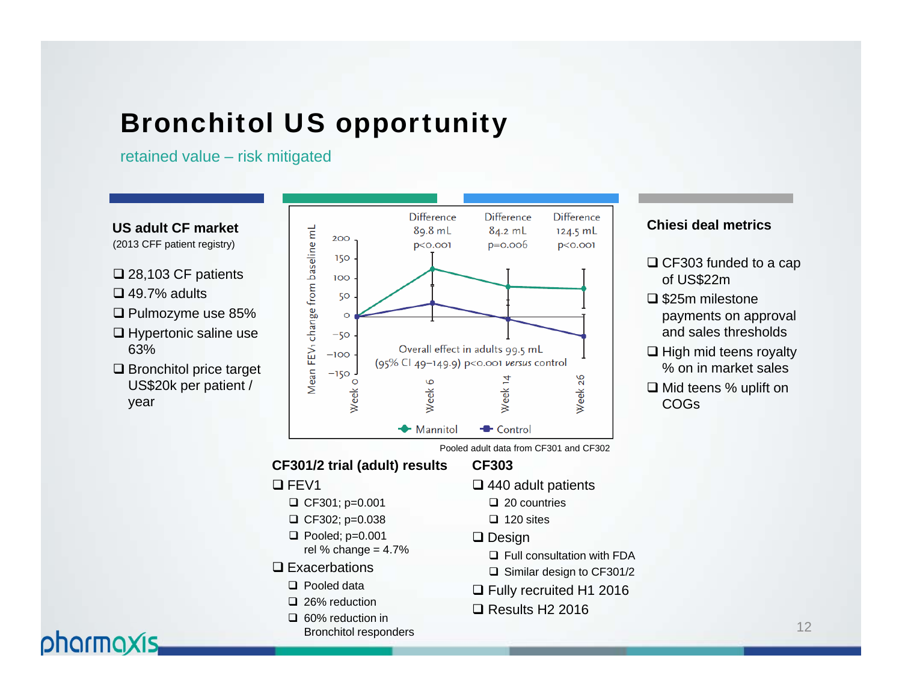# Bronchitol US opportunity

retained value – risk mitigated

### US adult CF market

(2013 CFF patient registry)

- 28,103 CF patients
- 49.7% adults
- Pulmozyme use 85%
- Hypertonic saline use 63%
- Bronchitol price target US$20k per patient / year

Difference 89.8 mL $p<0.001$ | Difference 84.2 mL $p=0.006$ | Difference 124.5 mL $p<0.001$

Overall effect in adults 99.5 mL (95% CI 49–149.9) $p<0.001$ *versus* control

Mean $FEV_1$ change from baseline mL — Week 0, Week 6, Week 14, Week 26 — Mannitol, Control

Pooled adult data from CF301 and CF302

### CF301/2 trial (adult) results

- FEV1
  - CF301; p=0.001
  - CF302; p=0.038
  - Pooled; p=0.001 rel % change = 4.7%
- Exacerbations
  - Pooled data
  - 26% reduction
  - 60% reduction in Bronchitol responders

### CF303

- 440 adult patients
  - 20 countries
  - 120 sites
- Design
  - Full consultation with FDA
  - Similar design to CF301/2
- Fully recruited H1 2016
- Results H2 2016

### Chiesi deal metrics

- CF303 funded to a cap of US$22m
- $25m milestone payments on approval and sales thresholds
- High mid teens royalty % on in market sales
- Mid teens % uplift on COGs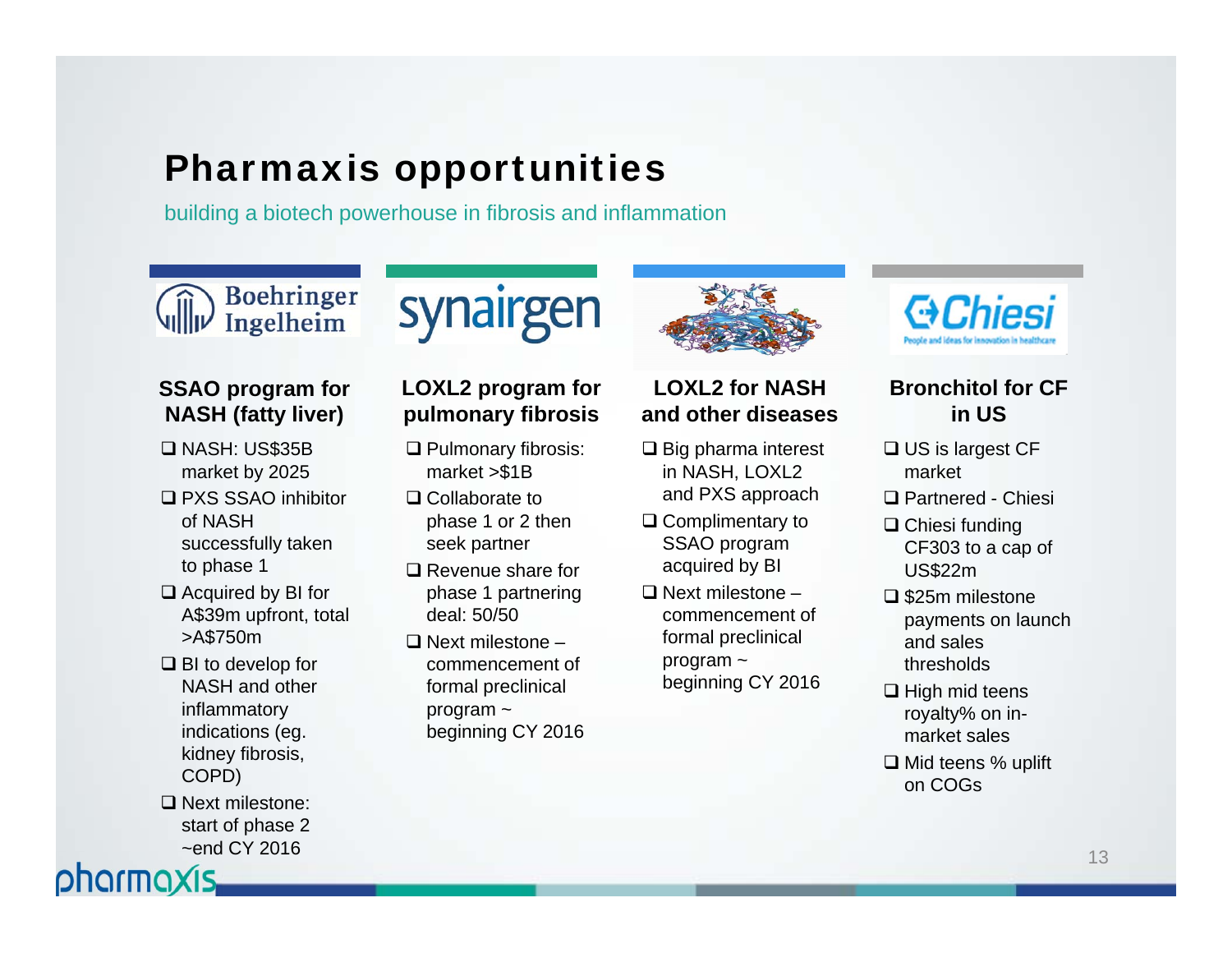# Pharmaxis opportunities

building a biotech powerhouse in fibrosis and inflammation

### SSAO program for NASH (fatty liver)

- NASH: US$35B market by 2025
- PXS SSAO inhibitor of NASH successfully taken to phase 1
- Acquired by BI for A$39m upfront, total >A$750m
- BI to develop for NASH and other inflammatory indications (eg. kidney fibrosis, COPD)
- Next milestone: start of phase 2 ~end CY 2016

### LOXL2 program for pulmonary fibrosis

- Pulmonary fibrosis: market >$1B
- Collaborate to phase 1 or 2 then seek partner
- Revenue share for phase 1 partnering deal: 50/50
- Next milestone – commencement of formal preclinical program ~ beginning CY 2016

### LOXL2 for NASH and other diseases

- Big pharma interest in NASH, LOXL2 and PXS approach
- Complimentary to SSAO program acquired by BI
- Next milestone – commencement of formal preclinical program ~ beginning CY 2016

### Bronchitol for CF in US

- US is largest CF market
- Partnered - Chiesi
- Chiesi funding CF303 to a cap of US$22m
- $25m milestone payments on launch and sales thresholds
- High mid teens royalty% on in-market sales
- Mid teens % uplift on COGs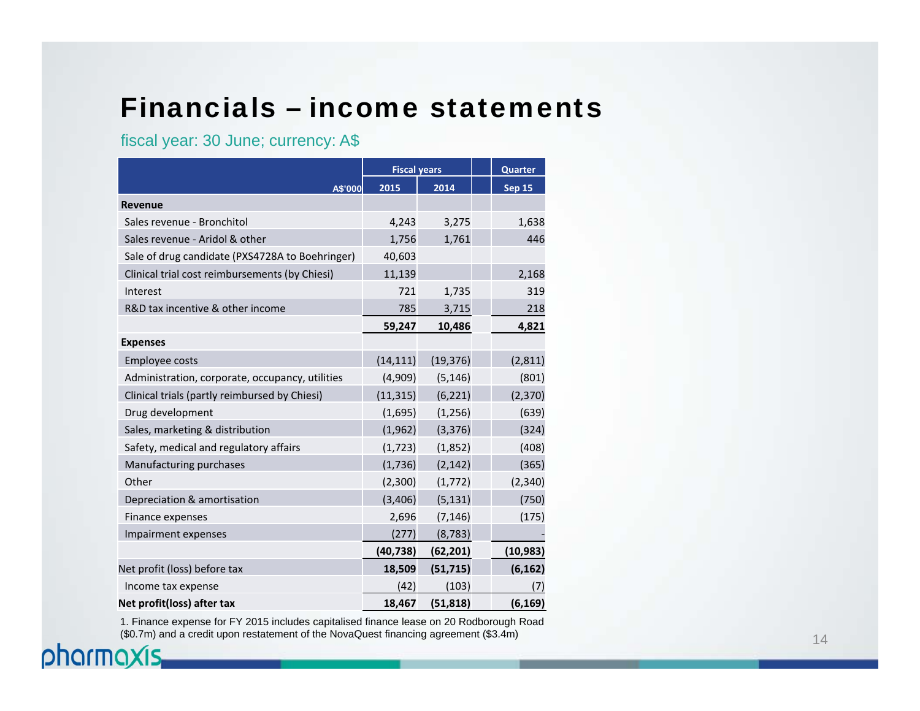# Financials – income statements

fiscal year: 30 June; currency: A$

| A$'000 | Fiscal years 2015 | Fiscal years 2014 | Quarter Sep 15 |
|---|---|---|---|
| **Revenue** | | | |
| Sales revenue - Bronchitol | 4,243 | 3,275 | 1,638 |
| Sales revenue - Aridol & other | 1,756 | 1,761 | 446 |
| Sale of drug candidate (PXS4728A to Boehringer) | 40,603 | | |
| Clinical trial cost reimbursements (by Chiesi) | 11,139 | | 2,168 |
| Interest | 721 | 1,735 | 319 |
| R&D tax incentive & other income | 785 | 3,715 | 218 |
| | **59,247** | **10,486** | **4,821** |
| **Expenses** | | | |
| Employee costs | (14,111) | (19,376) | (2,811) |
| Administration, corporate, occupancy, utilities | (4,909) | (5,146) | (801) |
| Clinical trials (partly reimbursed by Chiesi) | (11,315) | (6,221) | (2,370) |
| Drug development | (1,695) | (1,256) | (639) |
| Sales, marketing & distribution | (1,962) | (3,376) | (324) |
| Safety, medical and regulatory affairs | (1,723) | (1,852) | (408) |
| Manufacturing purchases | (1,736) | (2,142) | (365) |
| Other | (2,300) | (1,772) | (2,340) |
| Depreciation & amortisation | (3,406) | (5,131) | (750) |
| Finance expenses | 2,696 | (7,146) | (175) |
| Impairment expenses | (277) | (8,783) | - |
| | **(40,738)** | **(62,201)** | **(10,983)** |
| Net profit (loss) before tax | **18,509** | **(51,715)** | **(6,162)** |
| Income tax expense | (42) | (103) | (7) |
| **Net profit(loss) after tax** | **18,467** | **(51,818)** | **(6,169)** |

1. Finance expense for FY 2015 includes capitalised finance lease on 20 Rodborough Road ($0.7m) and a credit upon restatement of the NovaQuest financing agreement ($3.4m)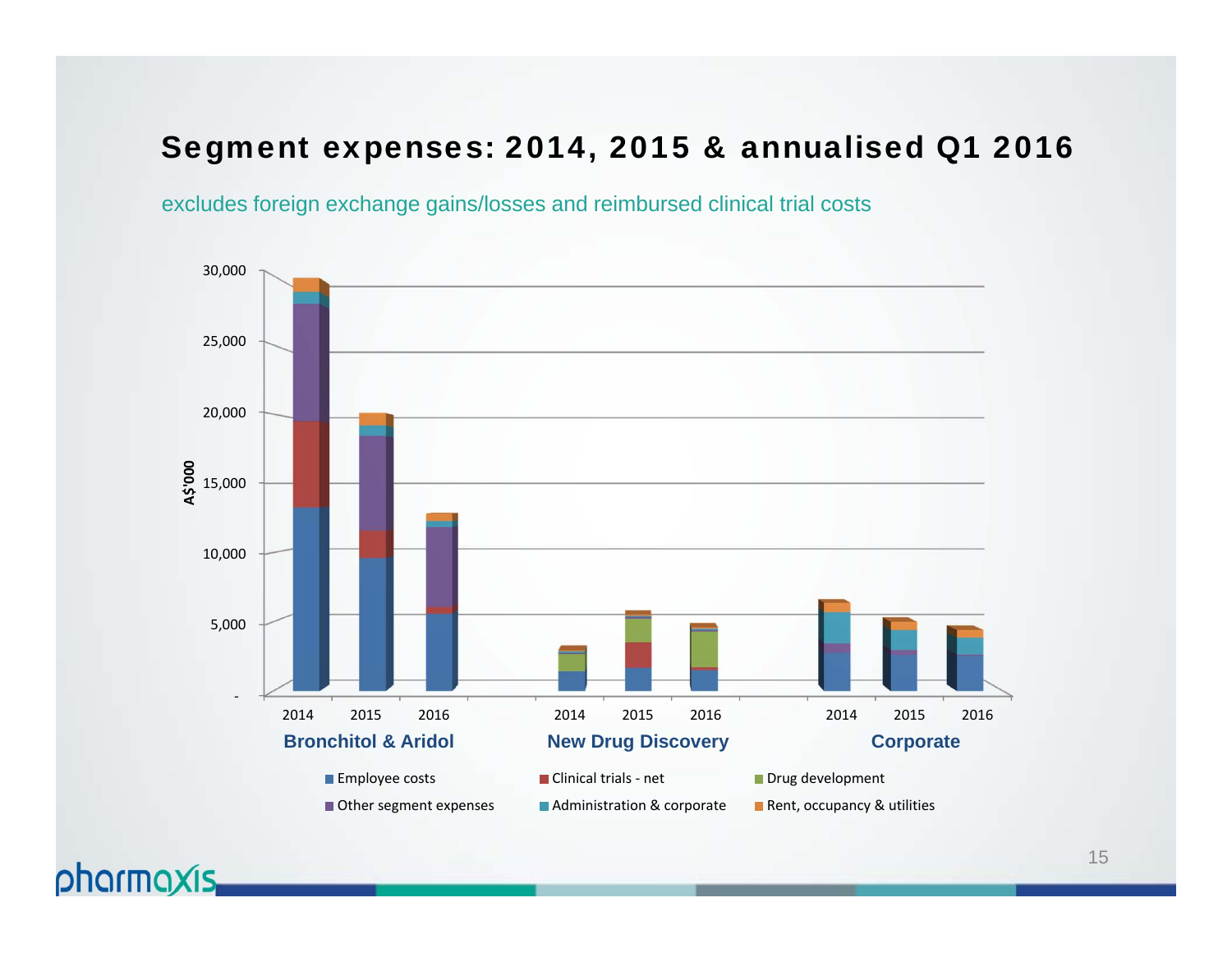# Segment expenses: 2014, 2015 & annualised Q1 2016

excludes foreign exchange gains/losses and reimbursed clinical trial costs

A$'000

30,000
25,000
20,000
15,000
10,000
5,000
-

2014 2015 2016
**Bronchitol & Aridol**

2014 2015 2016
**New Drug Discovery**

2014 2015 2016
**Corporate**

- Employee costs
- Clinical trials - net
- Drug development
- Other segment expenses
- Administration & corporate
- Rent, occupancy & utilities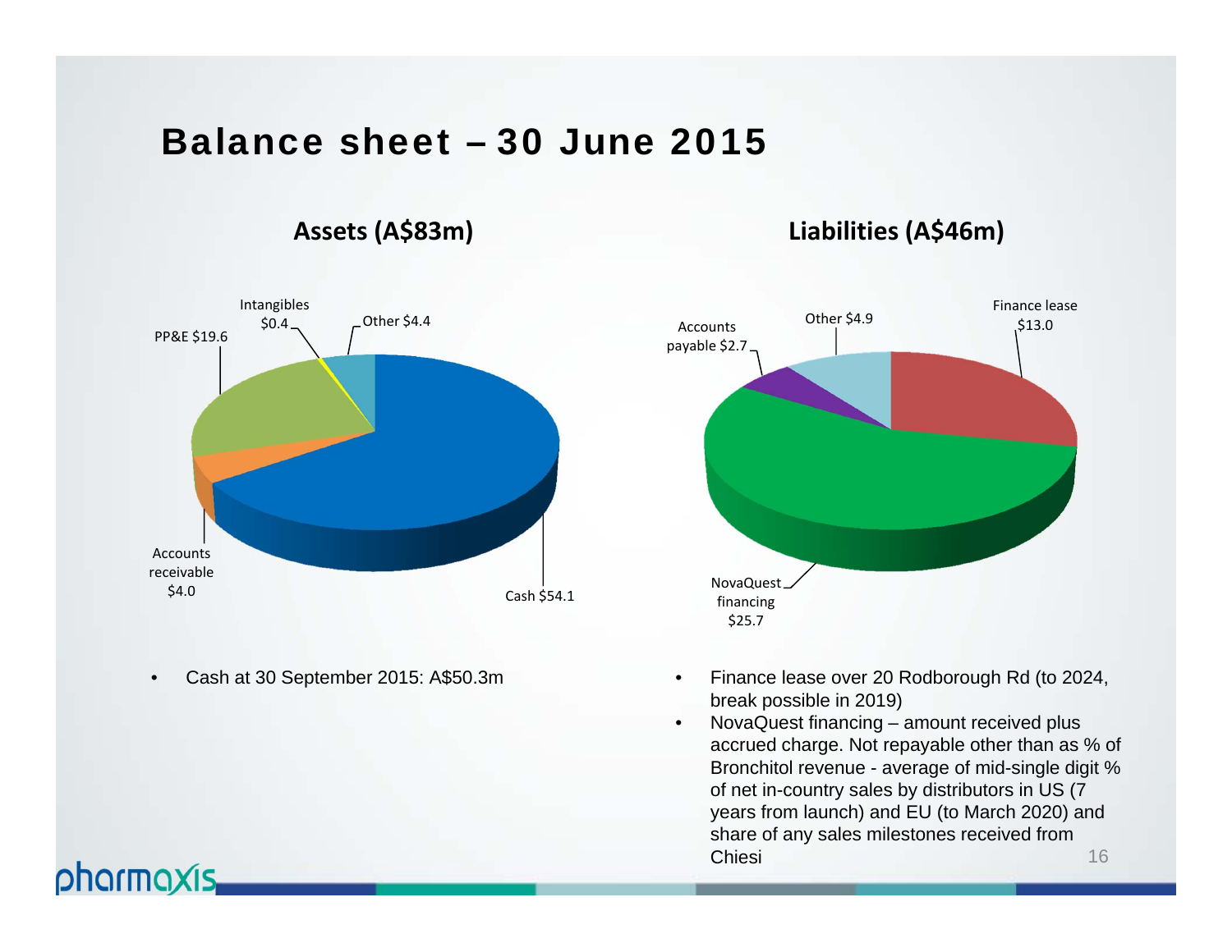# Balance sheet – 30 June 2015

## Assets (A$83m)

- Cash $54.1
- PP&E $19.6
- Other $4.4
- Accounts receivable $4.0
- Intangibles $0.4

## Liabilities (A$46m)

- NovaQuest financing $25.7
- Finance lease $13.0
- Other $4.9
- Accounts payable $2.7

- Cash at 30 September 2015: A$50.3m

- Finance lease over 20 Rodborough Rd (to 2024, break possible in 2019)
- NovaQuest financing – amount received plus accrued charge. Not repayable other than as % of Bronchitol revenue - average of mid-single digit % of net in-country sales by distributors in US (7 years from launch) and EU (to March 2020) and share of any sales milestones received from Chiesi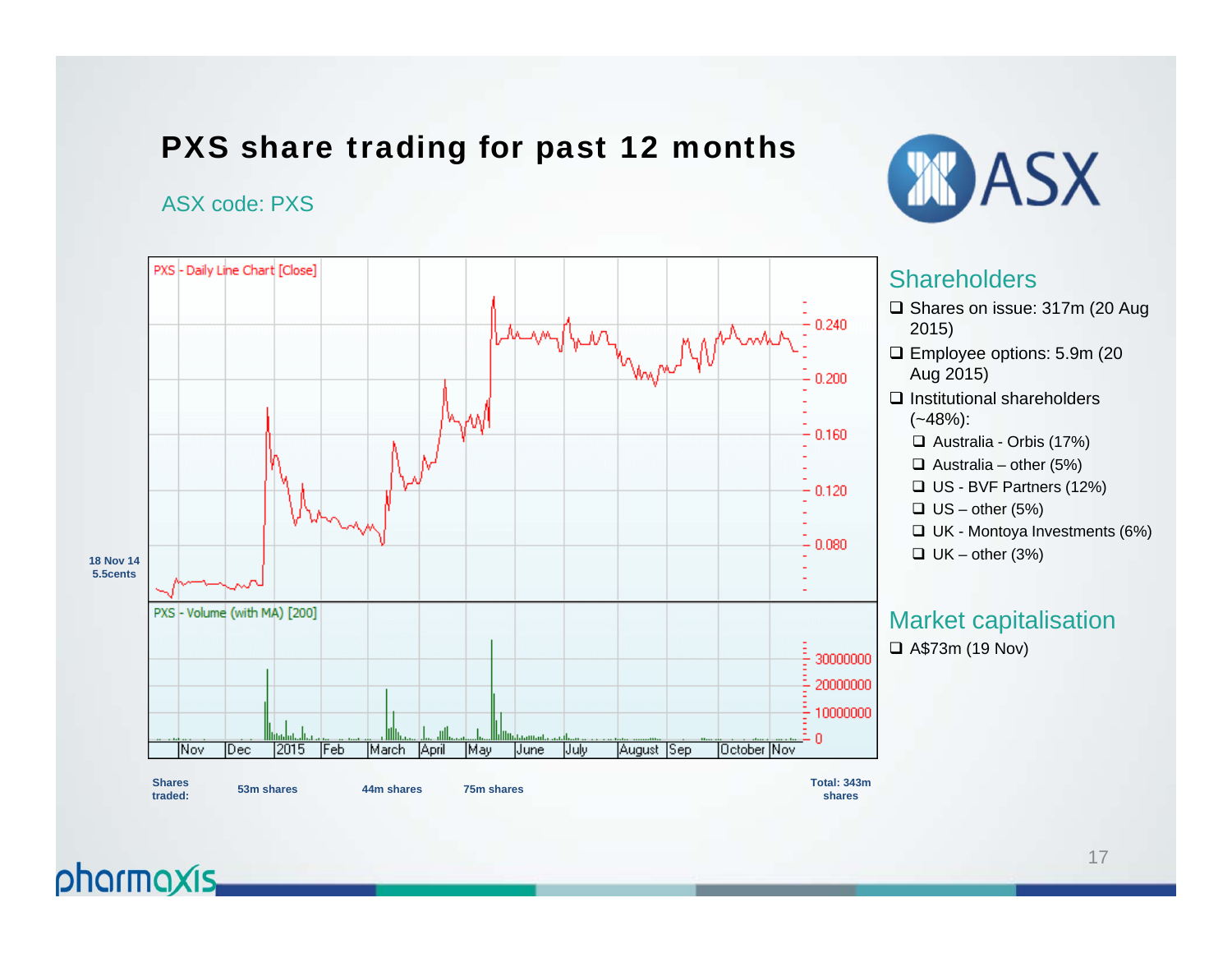# PXS share trading for past 12 months

ASX code: PXS

PXS - Daily Line Chart [Close]

18 Nov 14
5.5cents

PXS - Volume (with MA) [200]

Nov | Dec | 2015 | Feb | March | April | May | June | July | August | Sep | October | Nov

Shares traded: 53m shares | 44m shares | 75m shares | Total: 343m shares

## Shareholders

- Shares on issue: 317m (20 Aug 2015)
- Employee options: 5.9m (20 Aug 2015)
- Institutional shareholders (~48%):
  - Australia - Orbis (17%)
  - Australia – other (5%)
  - US - BVF Partners (12%)
  - US – other (5%)
  - UK - Montoya Investments (6%)
  - UK – other (3%)

## Market capitalisation

- A$73m (19 Nov)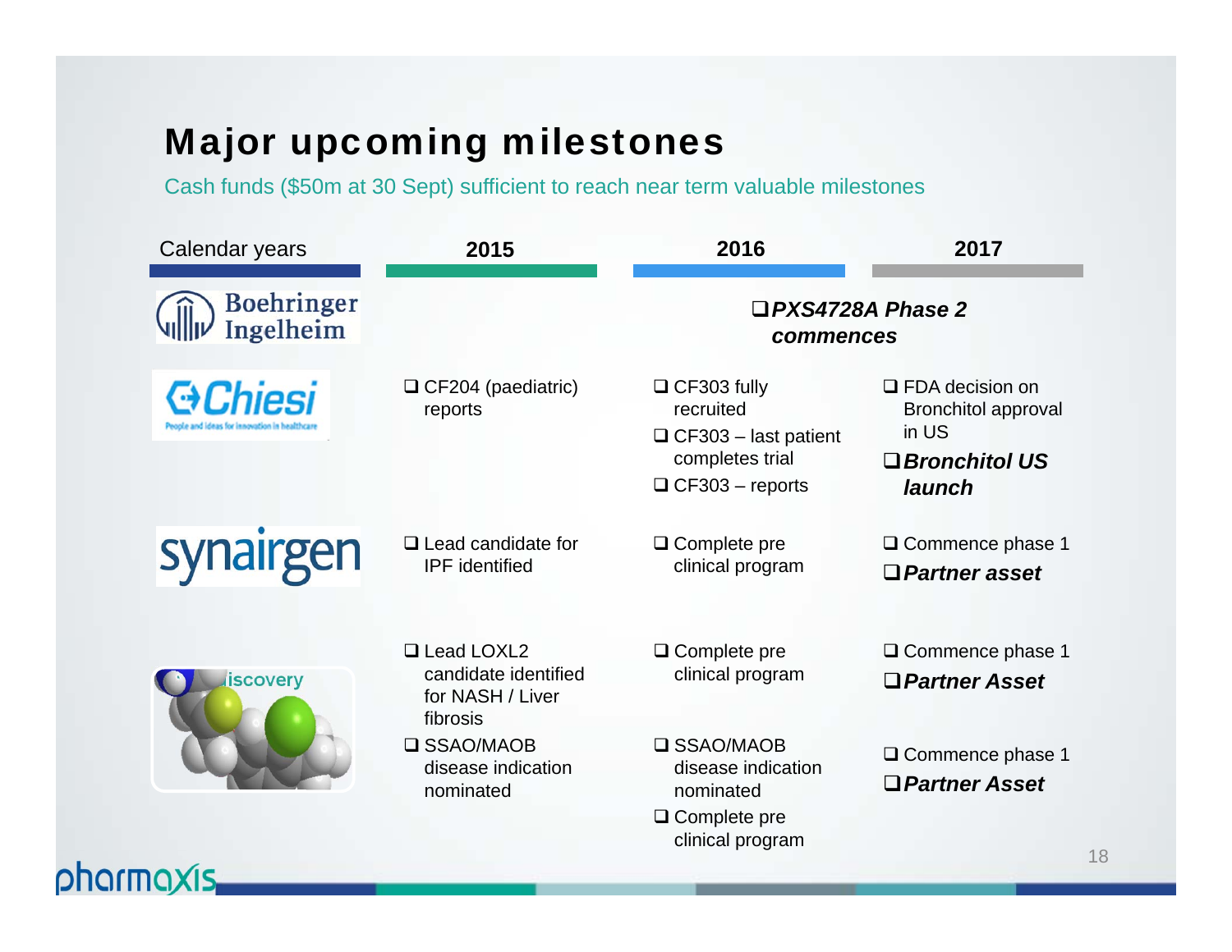# Major upcoming milestones

Cash funds ($50m at 30 Sept) sufficient to reach near term valuable milestones

| Calendar years | 2015 | 2016 | 2017 |
|---|---|---|---|
| Boehringer Ingelheim | | ❑ ***PXS4728A Phase 2 commences*** | |
| Chiesi | ❑ CF204 (paediatric) reports | ❑ CF303 fully recruited<br>❑ CF303 – last patient completes trial<br>❑ CF303 – reports | ❑ FDA decision on Bronchitol approval in US<br>❑ ***Bronchitol US launch*** |
| synairgen | ❑ Lead candidate for IPF identified | ❑ Complete pre clinical program | ❑ Commence phase 1<br>❑ ***Partner asset*** |
| Discovery | ❑ Lead LOXL2 candidate identified for NASH / Liver fibrosis | ❑ Complete pre clinical program | ❑ Commence phase 1<br>❑ ***Partner Asset*** |
| | ❑ SSAO/MAOB disease indication nominated | ❑ SSAO/MAOB disease indication nominated<br>❑ Complete pre clinical program | ❑ Commence phase 1<br>❑ ***Partner Asset*** |